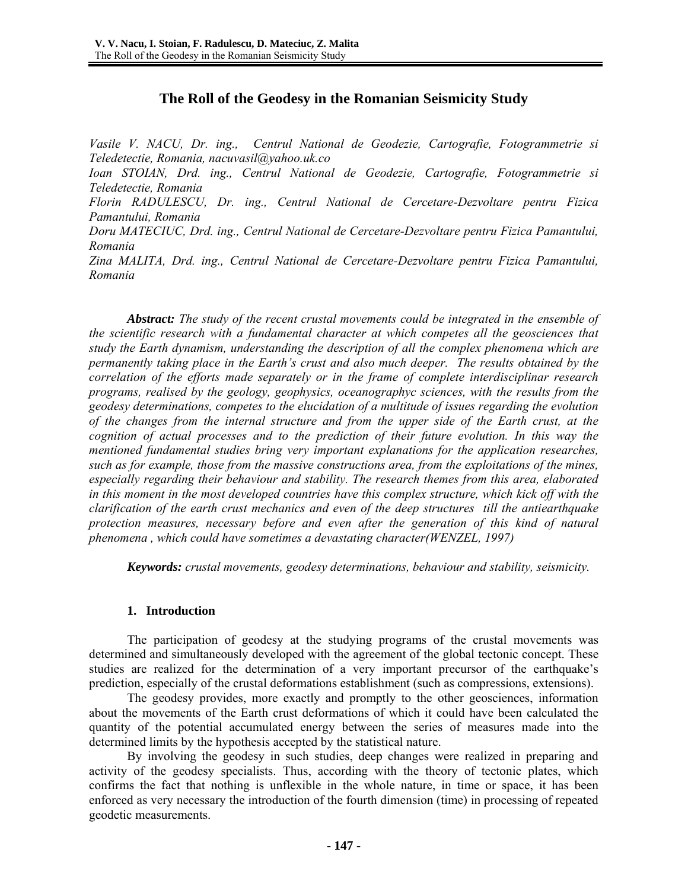# The Roll of the Geodesy in the Romanian Seismicity Study

*Vasile V. NACU, Dr. ing., Centrul National de Geodezie, Cartografie, Fotogrammetrie si Teledetectie, Romania, nacuvasil@yahoo.uk.co*
*Ioan STOIAN, Drd. ing., Centrul National de Geodezie, Cartografie, Fotogrammetrie si Teledetectie, Romania*
*Florin RADULESCU, Dr. ing., Centrul National de Cercetare-Dezvoltare pentru Fizica Pamantului, Romania*
*Doru MATECIUC, Drd. ing., Centrul National de Cercetare-Dezvoltare pentru Fizica Pamantului, Romania*
*Zina MALITA, Drd. ing., Centrul National de Cercetare-Dezvoltare pentru Fizica Pamantului, Romania*

***Abstract:*** *The study of the recent crustal movements could be integrated in the ensemble of the scientific research with a fundamental character at which competes all the geosciences that study the Earth dynamism, understanding the description of all the complex phenomena which are permanently taking place in the Earth's crust and also much deeper. The results obtained by the correlation of the efforts made separately or in the frame of complete interdisciplinar research programs, realised by the geology, geophysics, oceanographyc sciences, with the results from the geodesy determinations, competes to the elucidation of a multitude of issues regarding the evolution of the changes from the internal structure and from the upper side of the Earth crust, at the cognition of actual processes and to the prediction of their future evolution. In this way the mentioned fundamental studies bring very important explanations for the application researches, such as for example, those from the massive constructions area, from the exploitations of the mines, especially regarding their behaviour and stability. The research themes from this area, elaborated in this moment in the most developed countries have this complex structure, which kick off with the clarification of the earth crust mechanics and even of the deep structures till the antiearthquake protection measures, necessary before and even after the generation of this kind of natural phenomena , which could have sometimes a devastating character(WENZEL, 1997)*

***Keywords:*** *crustal movements, geodesy determinations, behaviour and stability, seismicity.*

## 1. Introduction

The participation of geodesy at the studying programs of the crustal movements was determined and simultaneously developed with the agreement of the global tectonic concept. These studies are realized for the determination of a very important precursor of the earthquake's prediction, especially of the crustal deformations establishment (such as compressions, extensions).

The geodesy provides, more exactly and promptly to the other geosciences, information about the movements of the Earth crust deformations of which it could have been calculated the quantity of the potential accumulated energy between the series of measures made into the determined limits by the hypothesis accepted by the statistical nature.

By involving the geodesy in such studies, deep changes were realized in preparing and activity of the geodesy specialists. Thus, according with the theory of tectonic plates, which confirms the fact that nothing is unflexible in the whole nature, in time or space, it has been enforced as very necessary the introduction of the fourth dimension (time) in processing of repeated geodetic measurements.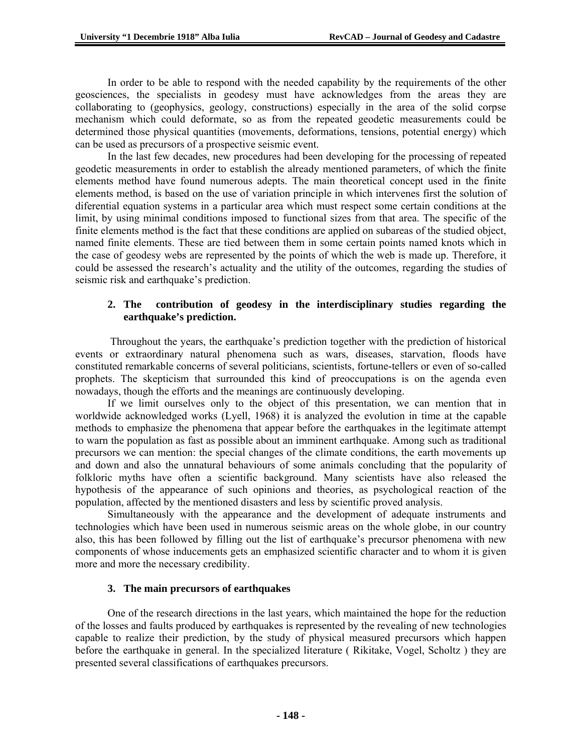In order to be able to respond with the needed capability by the requirements of the other geosciences, the specialists in geodesy must have acknowledges from the areas they are collaborating to (geophysics, geology, constructions) especially in the area of the solid corpse mechanism which could deformate, so as from the repeated geodetic measurements could be determined those physical quantities (movements, deformations, tensions, potential energy) which can be used as precursors of a prospective seismic event.

In the last few decades, new procedures had been developing for the processing of repeated geodetic measurements in order to establish the already mentioned parameters, of which the finite elements method have found numerous adepts. The main theoretical concept used in the finite elements method, is based on the use of variation principle in which intervenes first the solution of diferential equation systems in a particular area which must respect some certain conditions at the limit, by using minimal conditions imposed to functional sizes from that area. The specific of the finite elements method is the fact that these conditions are applied on subareas of the studied object, named finite elements. These are tied between them in some certain points named knots which in the case of geodesy webs are represented by the points of which the web is made up. Therefore, it could be assessed the research's actuality and the utility of the outcomes, regarding the studies of seismic risk and earthquake's prediction.

## 2. The contribution of geodesy in the interdisciplinary studies regarding the earthquake's prediction.

Throughout the years, the earthquake's prediction together with the prediction of historical events or extraordinary natural phenomena such as wars, diseases, starvation, floods have constituted remarkable concerns of several politicians, scientists, fortune-tellers or even of so-called prophets. The skepticism that surrounded this kind of preoccupations is on the agenda even nowadays, though the efforts and the meanings are continuously developing.

If we limit ourselves only to the object of this presentation, we can mention that in worldwide acknowledged works (Lyell, 1968) it is analyzed the evolution in time at the capable methods to emphasize the phenomena that appear before the earthquakes in the legitimate attempt to warn the population as fast as possible about an imminent earthquake. Among such as traditional precursors we can mention: the special changes of the climate conditions, the earth movements up and down and also the unnatural behaviours of some animals concluding that the popularity of folkloric myths have often a scientific background. Many scientists have also released the hypothesis of the appearance of such opinions and theories, as psychological reaction of the population, affected by the mentioned disasters and less by scientific proved analysis.

Simultaneously with the appearance and the development of adequate instruments and technologies which have been used in numerous seismic areas on the whole globe, in our country also, this has been followed by filling out the list of earthquake's precursor phenomena with new components of whose inducements gets an emphasized scientific character and to whom it is given more and more the necessary credibility.

## 3. The main precursors of earthquakes

One of the research directions in the last years, which maintained the hope for the reduction of the losses and faults produced by earthquakes is represented by the revealing of new technologies capable to realize their prediction, by the study of physical measured precursors which happen before the earthquake in general. In the specialized literature ( Rikitake, Vogel, Scholtz ) they are presented several classifications of earthquakes precursors.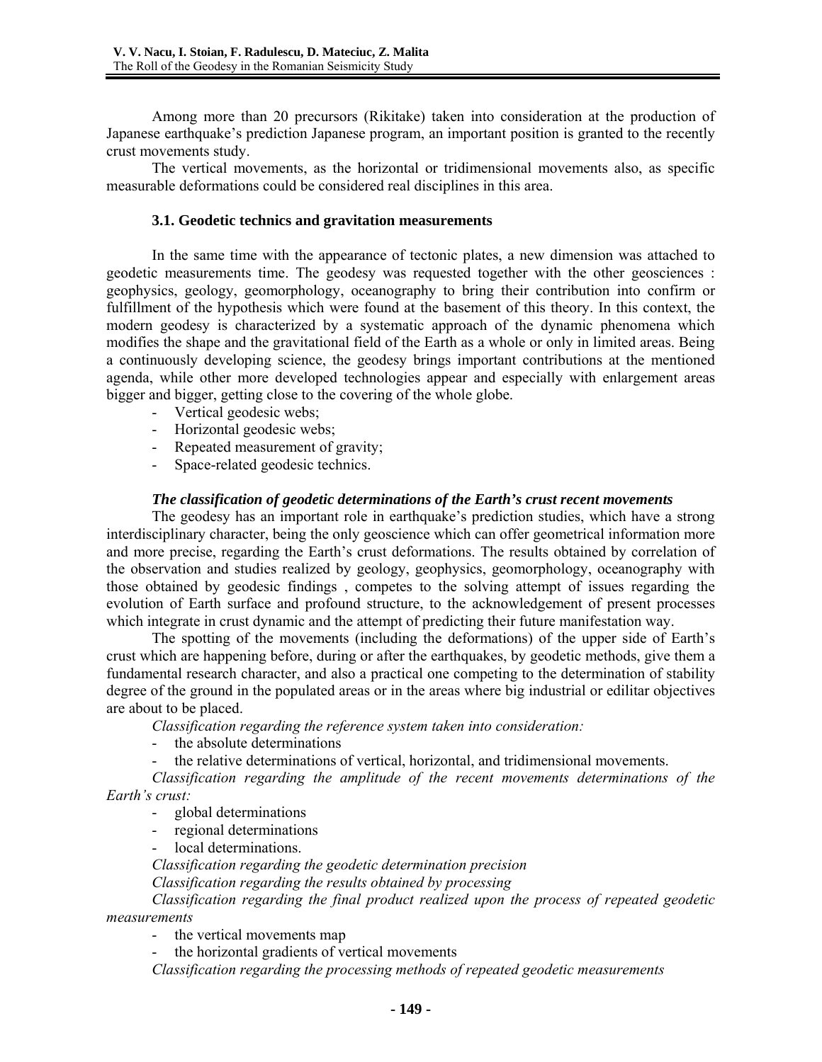Among more than 20 precursors (Rikitake) taken into consideration at the production of Japanese earthquake's prediction Japanese program, an important position is granted to the recently crust movements study.

The vertical movements, as the horizontal or tridimensional movements also, as specific measurable deformations could be considered real disciplines in this area.

### 3.1. Geodetic technics and gravitation measurements

In the same time with the appearance of tectonic plates, a new dimension was attached to geodetic measurements time. The geodesy was requested together with the other geosciences : geophysics, geology, geomorphology, oceanography to bring their contribution into confirm or fulfillment of the hypothesis which were found at the basement of this theory. In this context, the modern geodesy is characterized by a systematic approach of the dynamic phenomena which modifies the shape and the gravitational field of the Earth as a whole or only in limited areas. Being a continuously developing science, the geodesy brings important contributions at the mentioned agenda, while other more developed technologies appear and especially with enlargement areas bigger and bigger, getting close to the covering of the whole globe.

- Vertical geodesic webs;
- Horizontal geodesic webs;
- Repeated measurement of gravity;
- Space-related geodesic technics.

***The classification of geodetic determinations of the Earth's crust recent movements***

The geodesy has an important role in earthquake's prediction studies, which have a strong interdisciplinary character, being the only geoscience which can offer geometrical information more and more precise, regarding the Earth's crust deformations. The results obtained by correlation of the observation and studies realized by geology, geophysics, geomorphology, oceanography with those obtained by geodesic findings , competes to the solving attempt of issues regarding the evolution of Earth surface and profound structure, to the acknowledgement of present processes which integrate in crust dynamic and the attempt of predicting their future manifestation way.

The spotting of the movements (including the deformations) of the upper side of Earth's crust which are happening before, during or after the earthquakes, by geodetic methods, give them a fundamental research character, and also a practical one competing to the determination of stability degree of the ground in the populated areas or in the areas where big industrial or edilitar objectives are about to be placed.

*Classification regarding the reference system taken into consideration:*

- the absolute determinations
- the relative determinations of vertical, horizontal, and tridimensional movements.

*Classification regarding the amplitude of the recent movements determinations of the Earth's crust:*

- global determinations
- regional determinations
- local determinations.

*Classification regarding the geodetic determination precision*

*Classification regarding the results obtained by processing*

*Classification regarding the final product realized upon the process of repeated geodetic measurements*

- the vertical movements map
- the horizontal gradients of vertical movements

*Classification regarding the processing methods of repeated geodetic measurements*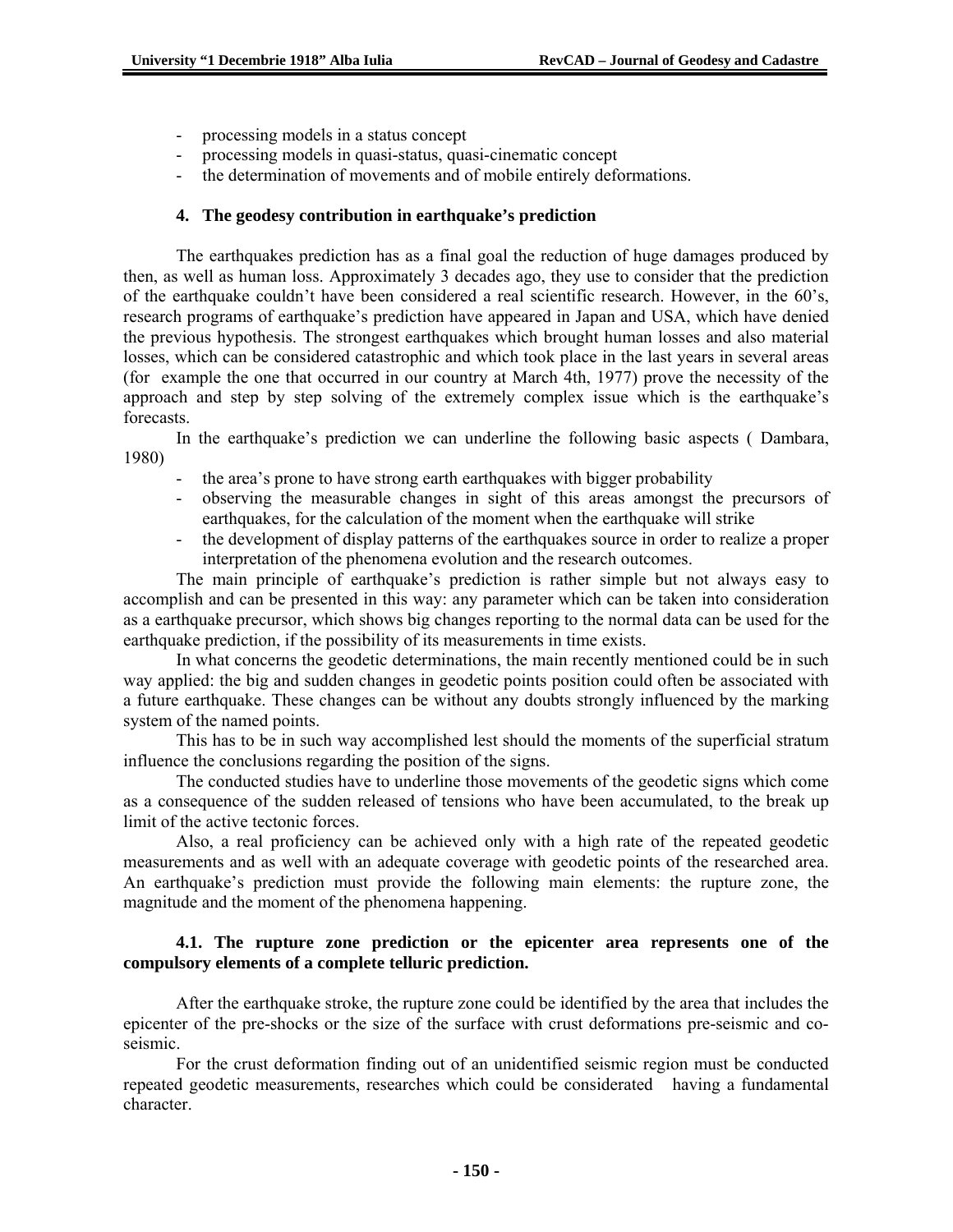- processing models in a status concept
- processing models in quasi-status, quasi-cinematic concept
- the determination of movements and of mobile entirely deformations.

## 4. The geodesy contribution in earthquake's prediction

The earthquakes prediction has as a final goal the reduction of huge damages produced by then, as well as human loss. Approximately 3 decades ago, they use to consider that the prediction of the earthquake couldn't have been considered a real scientific research. However, in the 60's, research programs of earthquake's prediction have appeared in Japan and USA, which have denied the previous hypothesis. The strongest earthquakes which brought human losses and also material losses, which can be considered catastrophic and which took place in the last years in several areas (for example the one that occurred in our country at March 4th, 1977) prove the necessity of the approach and step by step solving of the extremely complex issue which is the earthquake's forecasts.

In the earthquake's prediction we can underline the following basic aspects ( Dambara, 1980)

- the area's prone to have strong earth earthquakes with bigger probability
- observing the measurable changes in sight of this areas amongst the precursors of earthquakes, for the calculation of the moment when the earthquake will strike
- the development of display patterns of the earthquakes source in order to realize a proper interpretation of the phenomena evolution and the research outcomes.

The main principle of earthquake's prediction is rather simple but not always easy to accomplish and can be presented in this way: any parameter which can be taken into consideration as a earthquake precursor, which shows big changes reporting to the normal data can be used for the earthquake prediction, if the possibility of its measurements in time exists.

In what concerns the geodetic determinations, the main recently mentioned could be in such way applied: the big and sudden changes in geodetic points position could often be associated with a future earthquake. These changes can be without any doubts strongly influenced by the marking system of the named points.

This has to be in such way accomplished lest should the moments of the superficial stratum influence the conclusions regarding the position of the signs.

The conducted studies have to underline those movements of the geodetic signs which come as a consequence of the sudden released of tensions who have been accumulated, to the break up limit of the active tectonic forces.

Also, a real proficiency can be achieved only with a high rate of the repeated geodetic measurements and as well with an adequate coverage with geodetic points of the researched area. An earthquake's prediction must provide the following main elements: the rupture zone, the magnitude and the moment of the phenomena happening.

### 4.1. The rupture zone prediction or the epicenter area represents one of the compulsory elements of a complete telluric prediction.

After the earthquake stroke, the rupture zone could be identified by the area that includes the epicenter of the pre-shocks or the size of the surface with crust deformations pre-seismic and co-seismic.

For the crust deformation finding out of an unidentified seismic region must be conducted repeated geodetic measurements, researches which could be considerated having a fundamental character.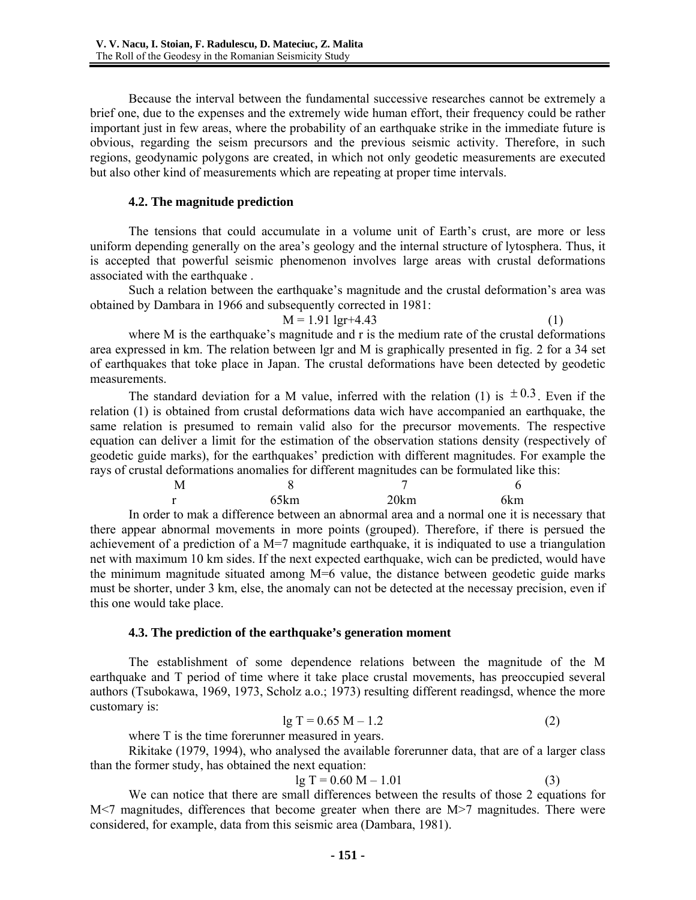Because the interval between the fundamental successive researches cannot be extremely a brief one, due to the expenses and the extremely wide human effort, their frequency could be rather important just in few areas, where the probability of an earthquake strike in the immediate future is obvious, regarding the seism precursors and the previous seismic activity. Therefore, in such regions, geodynamic polygons are created, in which not only geodetic measurements are executed but also other kind of measurements which are repeating at proper time intervals.

### 4.2. The magnitude prediction

The tensions that could accumulate in a volume unit of Earth's crust, are more or less uniform depending generally on the area's geology and the internal structure of lytosphera. Thus, it is accepted that powerful seismic phenomenon involves large areas with crustal deformations associated with the earthquake .

Such a relation between the earthquake's magnitude and the crustal deformation's area was obtained by Dambara in 1966 and subsequently corrected in 1981:

$$M = 1.91 \lg r + 4.43 \qquad (1)$$

where M is the earthquake's magnitude and r is the medium rate of the crustal deformations area expressed in km. The relation between lgr and M is graphically presented in fig. 2 for a 34 set of earthquakes that toke place in Japan. The crustal deformations have been detected by geodetic measurements.

The standard deviation for a M value, inferred with the relation (1) is $\pm 0.3$. Even if the relation (1) is obtained from crustal deformations data wich have accompanied an earthquake, the same relation is presumed to remain valid also for the precursor movements. The respective equation can deliver a limit for the estimation of the observation stations density (respectively of geodetic guide marks), for the earthquakes' prediction with different magnitudes. For example the rays of crustal deformations anomalies for different magnitudes can be formulated like this:

| M | 8 | 7 | 6 |
|---|---|---|---|
| r | 65km | 20km | 6km |

In order to mak a difference between an abnormal area and a normal one it is necessary that there appear abnormal movements in more points (grouped). Therefore, if there is persued the achievement of a prediction of a M=7 magnitude earthquake, it is indiquated to use a triangulation net with maximum 10 km sides. If the next expected earthquake, wich can be predicted, would have the minimum magnitude situated among M=6 value, the distance between geodetic guide marks must be shorter, under 3 km, else, the anomaly can not be detected at the necessay precision, even if this one would take place.

### 4.3. The prediction of the earthquake's generation moment

The establishment of some dependence relations between the magnitude of the M earthquake and T period of time where it take place crustal movements, has preoccupied several authors (Tsubokawa, 1969, 1973, Scholz a.o.; 1973) resulting different readingsd, whence the more customary is:

$$\lg T = 0.65\ M - 1.2 \qquad (2)$$

where T is the time forerunner measured in years.

Rikitake (1979, 1994), who analysed the available forerunner data, that are of a larger class than the former study, has obtained the next equation:

$$\lg T = 0.60\ M - 1.01 \qquad (3)$$

We can notice that there are small differences between the results of those 2 equations for M<7 magnitudes, differences that become greater when there are M>7 magnitudes. There were considered, for example, data from this seismic area (Dambara, 1981).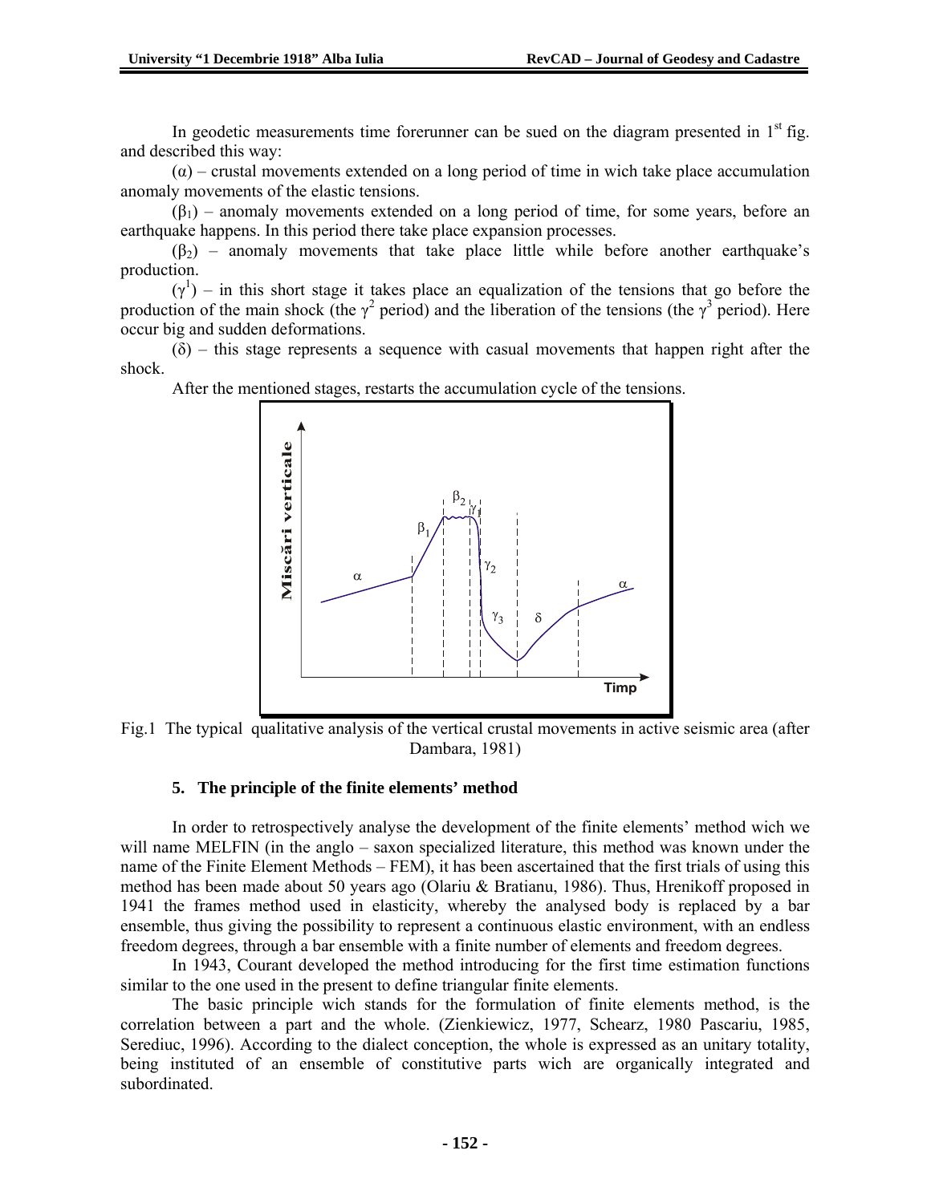In geodetic measurements time forerunner can be sued on the diagram presented in 1st fig. and described this way:

($\alpha$) – crustal movements extended on a long period of time in wich take place accumulation anomaly movements of the elastic tensions.

($\beta_1$) – anomaly movements extended on a long period of time, for some years, before an earthquake happens. In this period there take place expansion processes.

($\beta_2$) – anomaly movements that take place little while before another earthquake's production.

($\gamma^1$) – in this short stage it takes place an equalization of the tensions that go before the production of the main shock (the $\gamma^2$ period) and the liberation of the tensions (the $\gamma^3$ period). Here occur big and sudden deformations.

($\delta$) – this stage represents a sequence with casual movements that happen right after the shock.

After the mentioned stages, restarts the accumulation cycle of the tensions.

Fig.1 The typical qualitative analysis of the vertical crustal movements in active seismic area (after Dambara, 1981)

### 5. The principle of the finite elements' method

In order to retrospectively analyse the development of the finite elements' method wich we will name MELFIN (in the anglo – saxon specialized literature, this method was known under the name of the Finite Element Methods – FEM), it has been ascertained that the first trials of using this method has been made about 50 years ago (Olariu & Bratianu, 1986). Thus, Hrenikoff proposed in 1941 the frames method used in elasticity, whereby the analysed body is replaced by a bar ensemble, thus giving the possibility to represent a continuous elastic environment, with an endless freedom degrees, through a bar ensemble with a finite number of elements and freedom degrees.

In 1943, Courant developed the method introducing for the first time estimation functions similar to the one used in the present to define triangular finite elements.

The basic principle wich stands for the formulation of finite elements method, is the correlation between a part and the whole. (Zienkiewicz, 1977, Schearz, 1980 Pascariu, 1985, Serediuc, 1996). According to the dialect conception, the whole is expressed as an unitary totality, being instituted of an ensemble of constitutive parts wich are organically integrated and subordinated.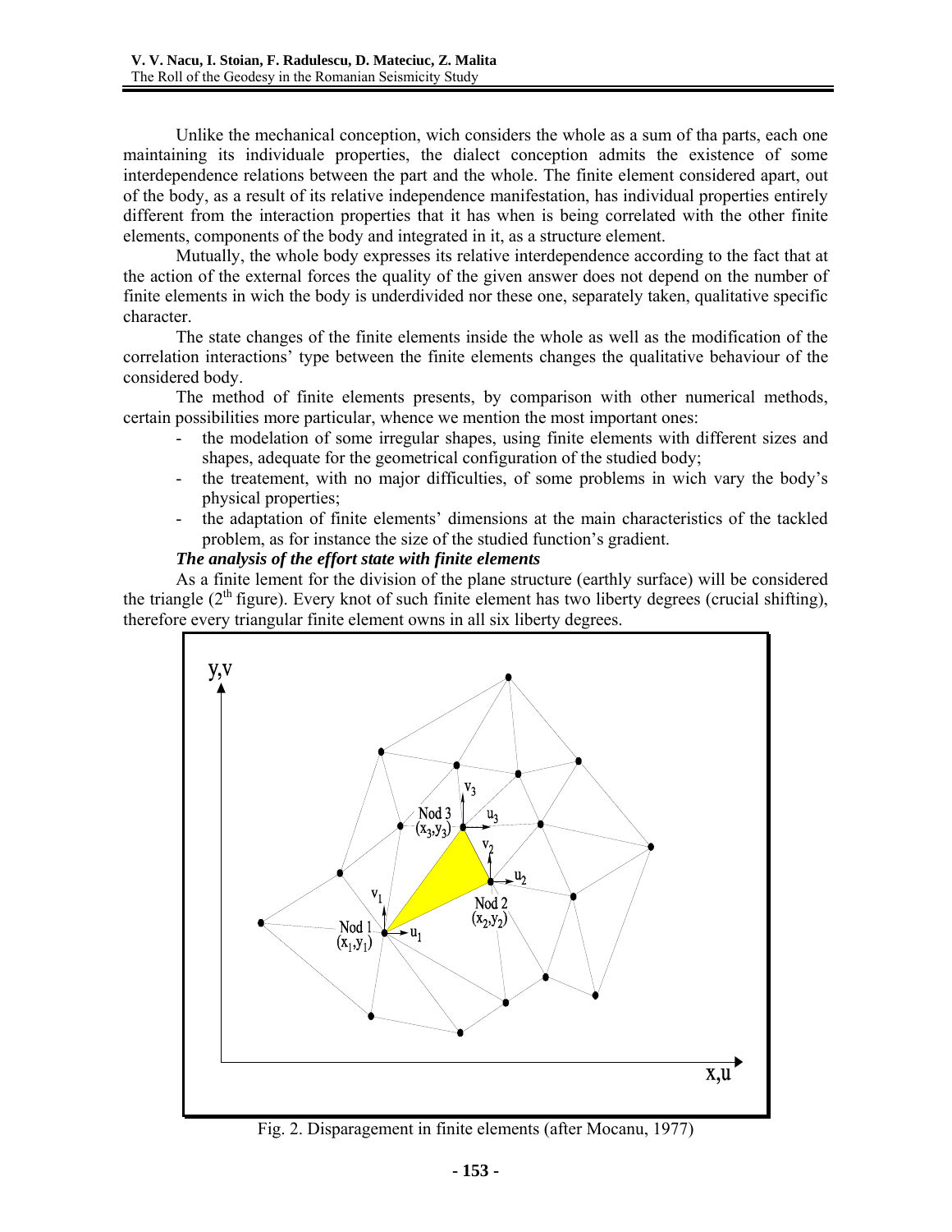Unlike the mechanical conception, wich considers the whole as a sum of tha parts, each one maintaining its individuale properties, the dialect conception admits the existence of some interdependence relations between the part and the whole. The finite element considered apart, out of the body, as a result of its relative independence manifestation, has individual properties entirely different from the interaction properties that it has when is being correlated with the other finite elements, components of the body and integrated in it, as a structure element.

Mutually, the whole body expresses its relative interdependence according to the fact that at the action of the external forces the quality of the given answer does not depend on the number of finite elements in wich the body is underdivided nor these one, separately taken, qualitative specific character.

The state changes of the finite elements inside the whole as well as the modification of the correlation interactions' type between the finite elements changes the qualitative behaviour of the considered body.

The method of finite elements presents, by comparison with other numerical methods, certain possibilities more particular, whence we mention the most important ones:

- the modelation of some irregular shapes, using finite elements with different sizes and shapes, adequate for the geometrical configuration of the studied body;
- the treatement, with no major difficulties, of some problems in wich vary the body's physical properties;
- the adaptation of finite elements' dimensions at the main characteristics of the tackled problem, as for instance the size of the studied function's gradient.

***The analysis of the effort state with finite elements***

As a finite lement for the division of the plane structure (earthly surface) will be considered the triangle (2[th] figure). Every knot of such finite element has two liberty degrees (crucial shifting), therefore every triangular finite element owns in all six liberty degrees.

Fig. 2. Disparagement in finite elements (after Mocanu, 1977)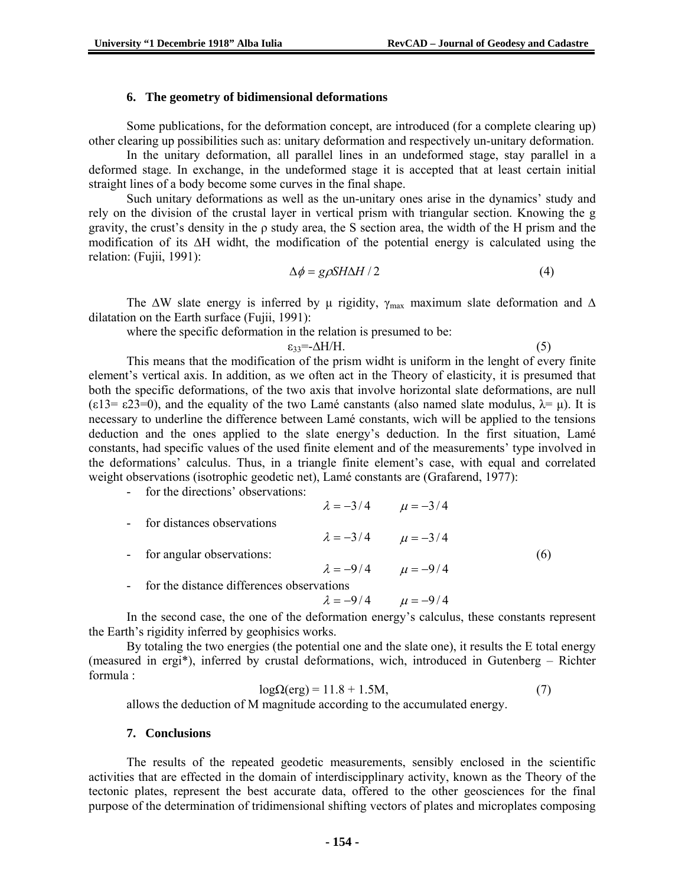## 6. The geometry of bidimensional deformations

Some publications, for the deformation concept, are introduced (for a complete clearing up) other clearing up possibilities such as: unitary deformation and respectively un-unitary deformation.

In the unitary deformation, all parallel lines in an undeformed stage, stay parallel in a deformed stage. In exchange, in the undeformed stage it is accepted that at least certain initial straight lines of a body become some curves in the final shape.

Such unitary deformations as well as the un-unitary ones arise in the dynamics' study and rely on the division of the crustal layer in vertical prism with triangular section. Knowing the g gravity, the crust's density in the ρ study area, the S section area, the width of the H prism and the modification of its ΔH widht, the modification of the potential energy is calculated using the relation: (Fujii, 1991):

$$\Delta\phi = g\rho SH\Delta H / 2 \tag{4}$$

The ΔW slate energy is inferred by μ rigidity, $\gamma_{max}$ maximum slate deformation and Δ dilatation on the Earth surface (Fujii, 1991):

where the specific deformation in the relation is presumed to be:

$$\varepsilon_{33} = -\Delta H / H. \tag{5}$$

This means that the modification of the prism widht is uniform in the lenght of every finite element's vertical axis. In addition, as we often act in the Theory of elasticity, it is presumed that both the specific deformations, of the two axis that involve horizontal slate deformations, are null ($\varepsilon 13 = \varepsilon 23 = 0$), and the equality of the two Lamé canstants (also named slate modulus, $\lambda = \mu$). It is necessary to underline the difference between Lamé constants, wich will be applied to the tensions deduction and the ones applied to the slate energy's deduction. In the first situation, Lamé constants, had specific values of the used finite element and of the measurements' type involved in the deformations' calculus. Thus, in a triangle finite element's case, with equal and correlated weight observations (isotrophic geodetic net), Lamé constants are (Grafarend, 1977):

- for the directions' observations:
  $$\lambda = -3/4 \qquad \mu = -3/4$$
- for distances observations
  $$\lambda = -3/4 \qquad \mu = -3/4$$
- for angular observations: (6)
  $$\lambda = -9/4 \qquad \mu = -9/4$$
- for the distance differences observations
  $$\lambda = -9/4 \qquad \mu = -9/4$$

In the second case, the one of the deformation energy's calculus, these constants represent the Earth's rigidity inferred by geophisics works.

By totaling the two energies (the potential one and the slate one), it results the E total energy (measured in ergi*), inferred by crustal deformations, wich, introduced in Gutenberg – Richter formula :

$$\log\Omega(\text{erg}) = 11.8 + 1.5M, \tag{7}$$

allows the deduction of M magnitude according to the accumulated energy.

## 7. Conclusions

The results of the repeated geodetic measurements, sensibly enclosed in the scientific activities that are effected in the domain of interdiscipplinary activity, known as the Theory of the tectonic plates, represent the best accurate data, offered to the other geosciences for the final purpose of the determination of tridimensional shifting vectors of plates and microplates composing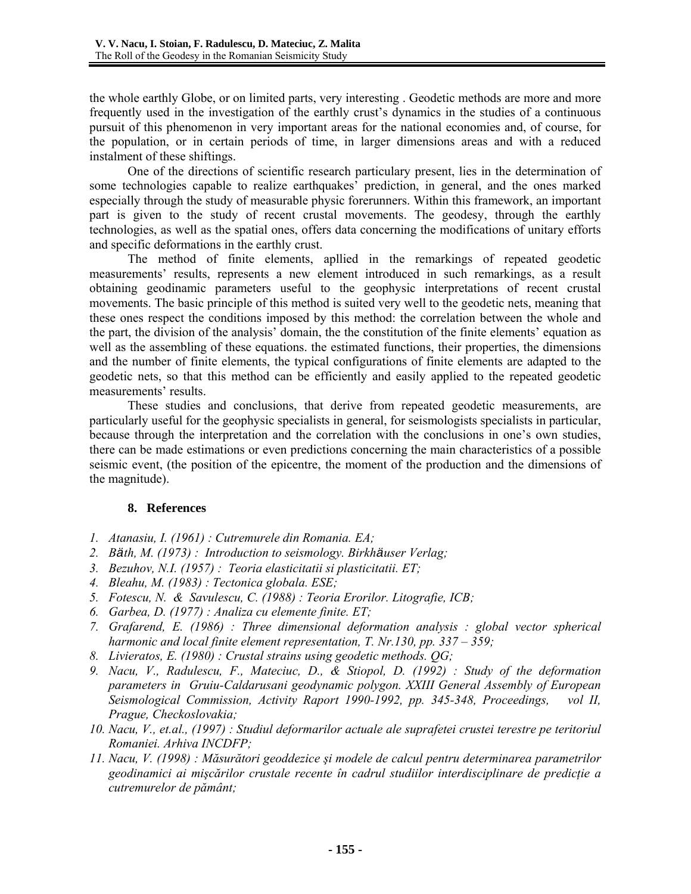the whole earthly Globe, or on limited parts, very interesting . Geodetic methods are more and more frequently used in the investigation of the earthly crust's dynamics in the studies of a continuous pursuit of this phenomenon in very important areas for the national economies and, of course, for the population, or in certain periods of time, in larger dimensions areas and with a reduced instalment of these shiftings.

One of the directions of scientific research particulary present, lies in the determination of some technologies capable to realize earthquakes' prediction, in general, and the ones marked especially through the study of measurable physic forerunners. Within this framework, an important part is given to the study of recent crustal movements. The geodesy, through the earthly technologies, as well as the spatial ones, offers data concerning the modifications of unitary efforts and specific deformations in the earthly crust.

The method of finite elements, apllied in the remarkings of repeated geodetic measurements' results, represents a new element introduced in such remarkings, as a result obtaining geodinamic parameters useful to the geophysic interpretations of recent crustal movements. The basic principle of this method is suited very well to the geodetic nets, meaning that these ones respect the conditions imposed by this method: the correlation between the whole and the part, the division of the analysis' domain, the the constitution of the finite elements' equation as well as the assembling of these equations. the estimated functions, their properties, the dimensions and the number of finite elements, the typical configurations of finite elements are adapted to the geodetic nets, so that this method can be efficiently and easily applied to the repeated geodetic measurements' results.

These studies and conclusions, that derive from repeated geodetic measurements, are particularly useful for the geophysic specialists in general, for seismologists specialists in particular, because through the interpretation and the correlation with the conclusions in one's own studies, there can be made estimations or even predictions concerning the main characteristics of a possible seismic event, (the position of the epicentre, the moment of the production and the dimensions of the magnitude).

## 8. References

1. *Atanasiu, I. (1961) : Cutremurele din Romania. EA;*
2. *Bäth, M. (1973) : Introduction to seismology. Birkhäuser Verlag;*
3. *Bezuhov, N.I. (1957) : Teoria elasticitatii si plasticitatii. ET;*
4. *Bleahu, M. (1983) : Tectonica globala. ESE;*
5. *Fotescu, N. & Savulescu, C. (1988) : Teoria Erorilor. Litografie, ICB;*
6. *Garbea, D. (1977) : Analiza cu elemente finite. ET;*
7. *Grafarend, E. (1986) : Three dimensional deformation analysis : global vector spherical harmonic and local finite element representation, T. Nr.130, pp. 337 – 359;*
8. *Livieratos, E. (1980) : Crustal strains using geodetic methods. QG;*
9. *Nacu, V., Radulescu, F., Mateciuc, D., & Stiopol, D. (1992) : Study of the deformation parameters in Gruiu-Caldarusani geodynamic polygon. XXIII General Assembly of European Seismological Commission, Activity Raport 1990-1992, pp. 345-348, Proceedings, vol II, Prague, Checkoslovakia;*
10. *Nacu, V., et.al., (1997) : Studiul deformarilor actuale ale suprafetei crustei terestre pe teritoriul Romaniei. Arhiva INCDFP;*
11. *Nacu, V. (1998) : Măsurători geoddezice şi modele de calcul pentru determinarea parametrilor geodinamici ai mişcărilor crustale recente în cadrul studiilor interdisciplinare de predicţie a cutremurelor de pământ;*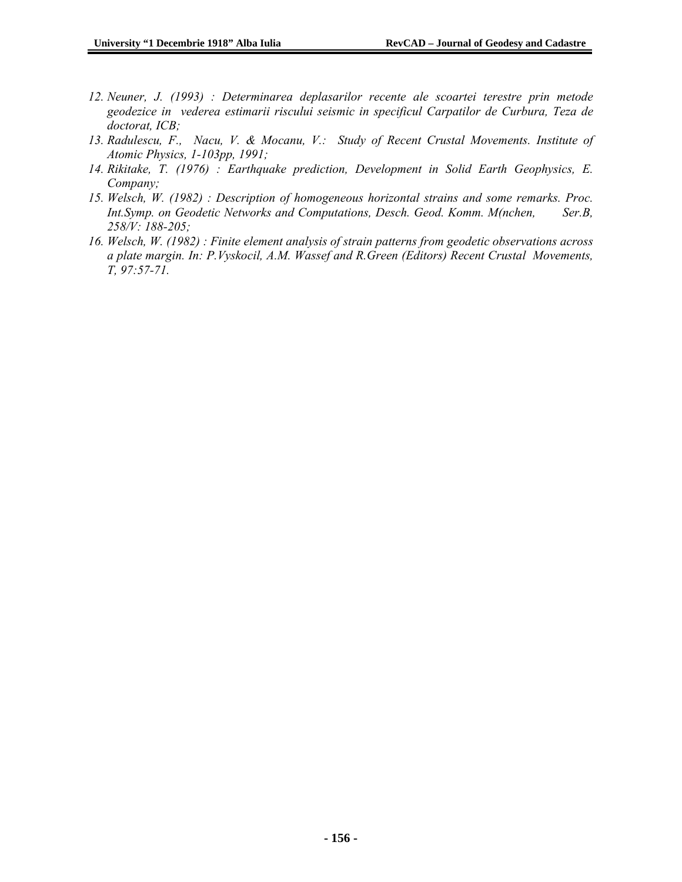12. *Neuner, J. (1993) : Determinarea deplasarilor recente ale scoartei terestre prin metode geodezice in vederea estimarii riscului seismic in specificul Carpatilor de Curbura, Teza de doctorat, ICB;*
13. *Radulescu, F., Nacu, V. & Mocanu, V.: Study of Recent Crustal Movements. Institute of Atomic Physics, 1-103pp, 1991;*
14. *Rikitake, T. (1976) : Earthquake prediction, Development in Solid Earth Geophysics, E. Company;*
15. *Welsch, W. (1982) : Description of homogeneous horizontal strains and some remarks. Proc. Int.Symp. on Geodetic Networks and Computations, Desch. Geod. Komm. M(nchen, Ser.B, 258/V: 188-205;*
16. *Welsch, W. (1982) : Finite element analysis of strain patterns from geodetic observations across a plate margin. In: P.Vyskocil, A.M. Wassef and R.Green (Editors) Recent Crustal Movements, T, 97:57-71.*